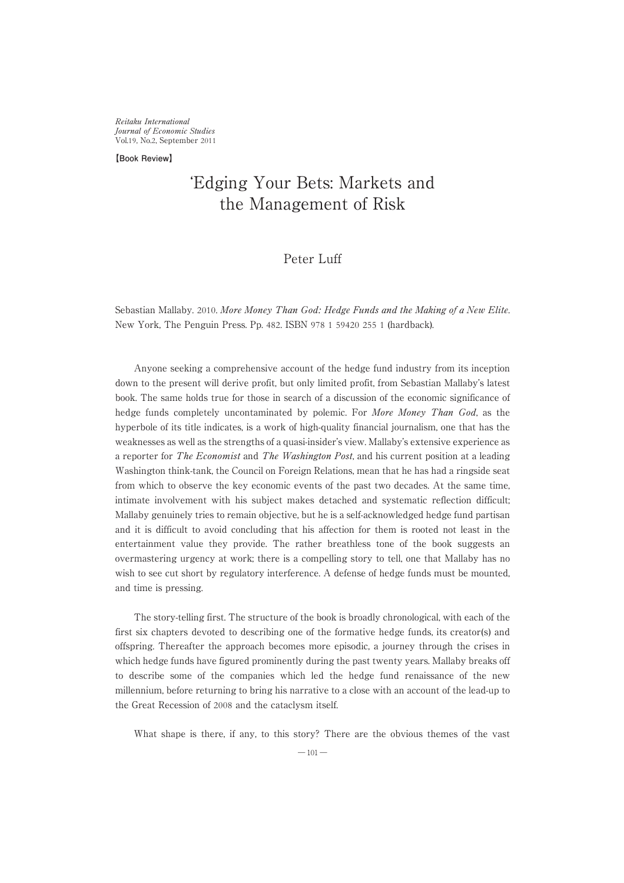【Book Review】

# 'Edging Your Bets: Markets and the Management of Risk

Peter Luff

Sebastian Mallaby. 2010. *More Money Than God: Hedge Funds and the Making of a New Elite*. New York, The Penguin Press. Pp. 482. ISBN 978 1 59420 255 1 (hardback).

Anyone seeking a comprehensive account of the hedge fund industry from its inception down to the present will derive profit, but only limited profit, from Sebastian Mallaby's latest book. The same holds true for those in search of a discussion of the economic significance of hedge funds completely uncontaminated by polemic. For *More Money Than God*, as the hyperbole of its title indicates, is a work of high-quality financial journalism, one that has the weaknesses as well as the strengths of a quasi-insider's view. Mallaby's extensive experience as a reporter for *The Economist* and *The Washington Post*, and his current position at a leading Washington think-tank, the Council on Foreign Relations, mean that he has had a ringside seat from which to observe the key economic events of the past two decades. At the same time, intimate involvement with his subject makes detached and systematic reflection difficult; Mallaby genuinely tries to remain objective, but he is a self-acknowledged hedge fund partisan and it is difficult to avoid concluding that his affection for them is rooted not least in the entertainment value they provide. The rather breathless tone of the book suggests an overmastering urgency at work; there is a compelling story to tell, one that Mallaby has no wish to see cut short by regulatory interference. A defense of hedge funds must be mounted, and time is pressing.

The story-telling first. The structure of the book is broadly chronological, with each of the first six chapters devoted to describing one of the formative hedge funds, its creator(s) and offspring. Thereafter the approach becomes more episodic, a journey through the crises in which hedge funds have figured prominently during the past twenty years. Mallaby breaks off to describe some of the companies which led the hedge fund renaissance of the new millennium, before returning to bring his narrative to a close with an account of the lead-up to the Great Recession of 2008 and the cataclysm itself.

What shape is there, if any, to this story? There are the obvious themes of the vast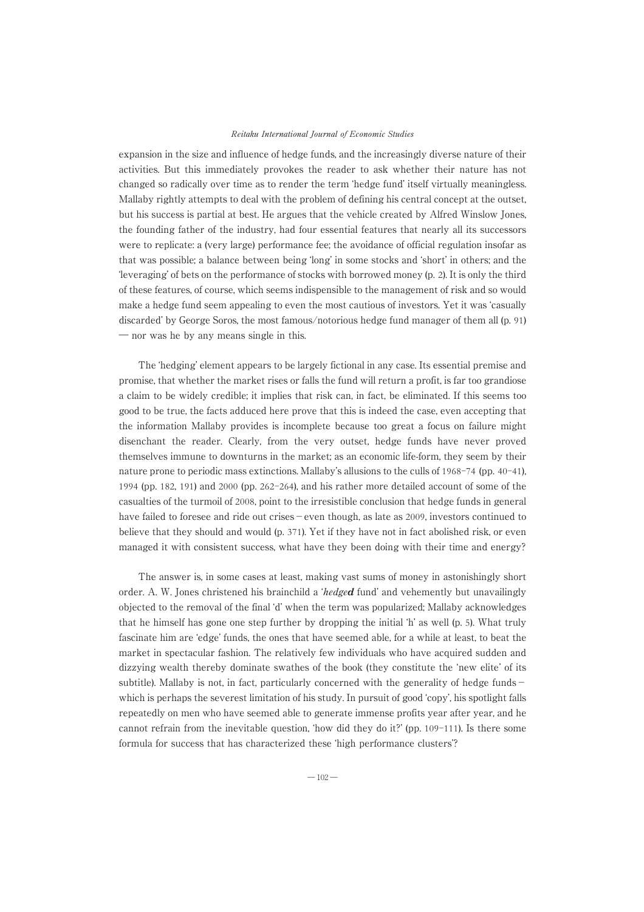expansion in the size and influence of hedge funds, and the increasingly diverse nature of their activities. But this immediately provokes the reader to ask whether their nature has not changed so radically over time as to render the term 'hedge fund' itself virtually meaningless. Mallaby rightly attempts to deal with the problem of defining his central concept at the outset, but his success is partial at best. He argues that the vehicle created by Alfred Winslow Jones, the founding father of the industry, had four essential features that nearly all its successors were to replicate: a (very large) performance fee; the avoidance of official regulation insofar as that was possible; a balance between being 'long' in some stocks and 'short' in others; and the 'leveraging' of bets on the performance of stocks with borrowed money (p. 2). It is only the third of these features, of course, which seems indispensible to the management of risk and so would make a hedge fund seem appealing to even the most cautious of investors. Yet it was 'casually discarded' by George Soros, the most famous/notorious hedge fund manager of them all (p. 91) — nor was he by any means single in this.

The 'hedging' element appears to be largely fictional in any case. Its essential premise and promise, that whether the market rises or falls the fund will return a profit, is far too grandiose a claim to be widely credible; it implies that risk can, in fact, be eliminated. If this seems too good to be true, the facts adduced here prove that this is indeed the case, even accepting that the information Mallaby provides is incomplete because too great a focus on failure might disenchant the reader. Clearly, from the very outset, hedge funds have never proved themselves immune to downturns in the market; as an economic life-form, they seem by their nature prone to periodic mass extinctions. Mallaby's allusions to the culls of 1968–74 (pp. 40–41), 1994 (pp. 182, 191) and 2000 (pp. 262–264), and his rather more detailed account of some of the casualties of the turmoil of 2008, point to the irresistible conclusion that hedge funds in general have failed to foresee and ride out crises – even though, as late as 2009, investors continued to believe that they should and would (p. 371). Yet if they have not in fact abolished risk, or even managed it with consistent success, what have they been doing with their time and energy?

The answer is, in some cases at least, making vast sums of money in astonishingly short order. A. W. Jones christened his brainchild a '*hedge**d*** fund' and vehemently but unavailingly objected to the removal of the final 'd' when the term was popularized; Mallaby acknowledges that he himself has gone one step further by dropping the initial 'h' as well (p. 5). What truly fascinate him are 'edge' funds, the ones that have seemed able, for a while at least, to beat the market in spectacular fashion. The relatively few individuals who have acquired sudden and dizzying wealth thereby dominate swathes of the book (they constitute the 'new elite' of its subtitle). Mallaby is not, in fact, particularly concerned with the generality of hedge funds – which is perhaps the severest limitation of his study. In pursuit of good 'copy', his spotlight falls repeatedly on men who have seemed able to generate immense profits year after year, and he cannot refrain from the inevitable question, 'how did they do it?' (pp. 109–111). Is there some formula for success that has characterized these 'high performance clusters'?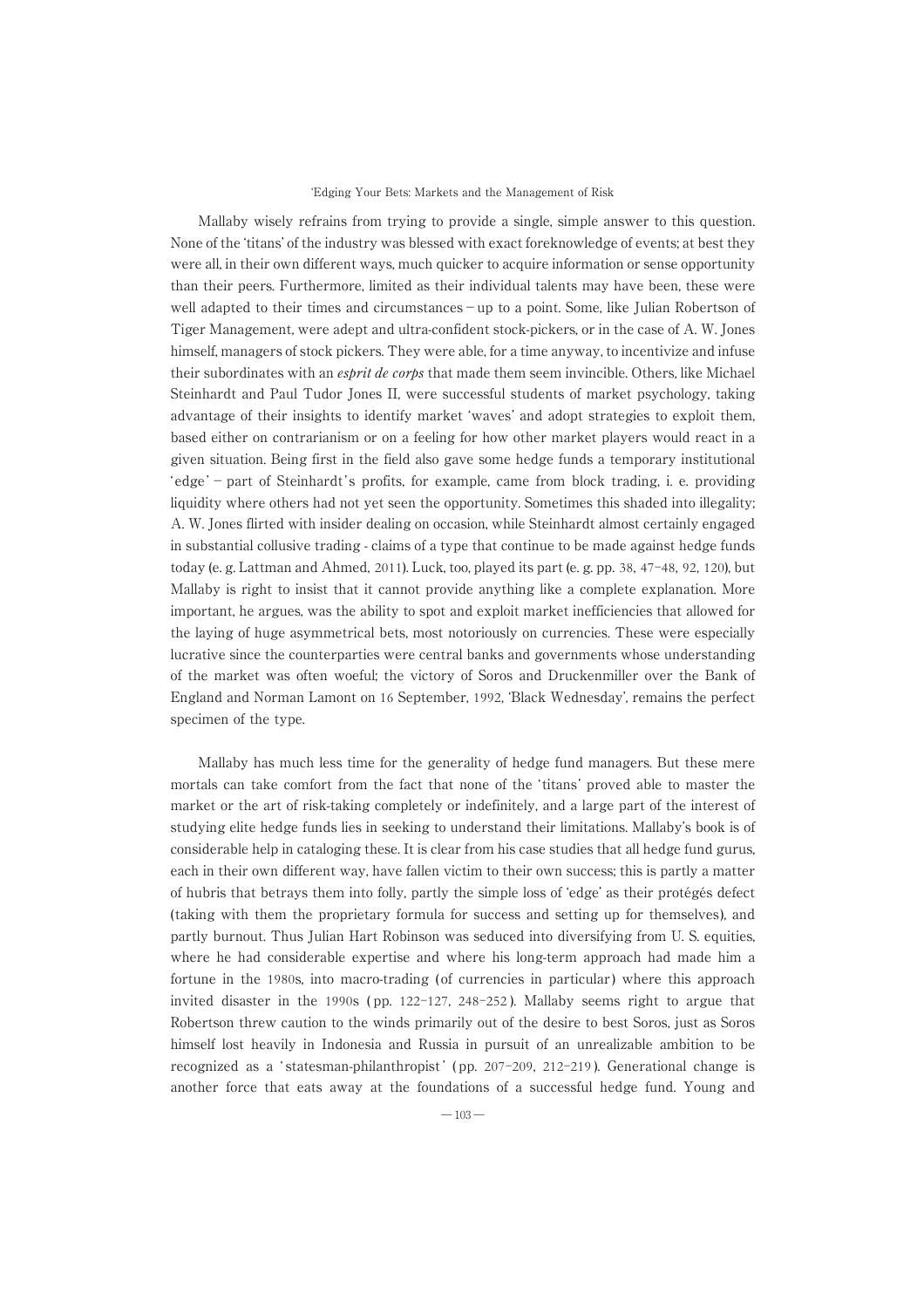Mallaby wisely refrains from trying to provide a single, simple answer to this question. None of the 'titans' of the industry was blessed with exact foreknowledge of events; at best they were all, in their own different ways, much quicker to acquire information or sense opportunity than their peers. Furthermore, limited as their individual talents may have been, these were well adapted to their times and circumstances – up to a point. Some, like Julian Robertson of Tiger Management, were adept and ultra-confident stock-pickers, or in the case of A. W. Jones himself, managers of stock pickers. They were able, for a time anyway, to incentivize and infuse their subordinates with an *esprit de corps* that made them seem invincible. Others, like Michael Steinhardt and Paul Tudor Jones II, were successful students of market psychology, taking advantage of their insights to identify market 'waves' and adopt strategies to exploit them, based either on contrarianism or on a feeling for how other market players would react in a given situation. Being first in the field also gave some hedge funds a temporary institutional 'edge' – part of Steinhardt's profits, for example, came from block trading, i. e. providing liquidity where others had not yet seen the opportunity. Sometimes this shaded into illegality; A. W. Jones flirted with insider dealing on occasion, while Steinhardt almost certainly engaged in substantial collusive trading - claims of a type that continue to be made against hedge funds today (e. g. Lattman and Ahmed, 2011). Luck, too, played its part (e. g. pp. 38, 47–48, 92, 120), but Mallaby is right to insist that it cannot provide anything like a complete explanation. More important, he argues, was the ability to spot and exploit market inefficiencies that allowed for the laying of huge asymmetrical bets, most notoriously on currencies. These were especially lucrative since the counterparties were central banks and governments whose understanding of the market was often woeful; the victory of Soros and Druckenmiller over the Bank of England and Norman Lamont on 16 September, 1992, 'Black Wednesday', remains the perfect specimen of the type.

Mallaby has much less time for the generality of hedge fund managers. But these mere mortals can take comfort from the fact that none of the 'titans' proved able to master the market or the art of risk-taking completely or indefinitely, and a large part of the interest of studying elite hedge funds lies in seeking to understand their limitations. Mallaby's book is of considerable help in cataloging these. It is clear from his case studies that all hedge fund gurus, each in their own different way, have fallen victim to their own success; this is partly a matter of hubris that betrays them into folly, partly the simple loss of 'edge' as their protégés defect (taking with them the proprietary formula for success and setting up for themselves), and partly burnout. Thus Julian Hart Robinson was seduced into diversifying from U. S. equities, where he had considerable expertise and where his long-term approach had made him a fortune in the 1980s, into macro-trading (of currencies in particular) where this approach invited disaster in the 1990s (pp. 122–127, 248–252). Mallaby seems right to argue that Robertson threw caution to the winds primarily out of the desire to best Soros, just as Soros himself lost heavily in Indonesia and Russia in pursuit of an unrealizable ambition to be recognized as a 'statesman-philanthropist' (pp. 207–209, 212–219). Generational change is another force that eats away at the foundations of a successful hedge fund. Young and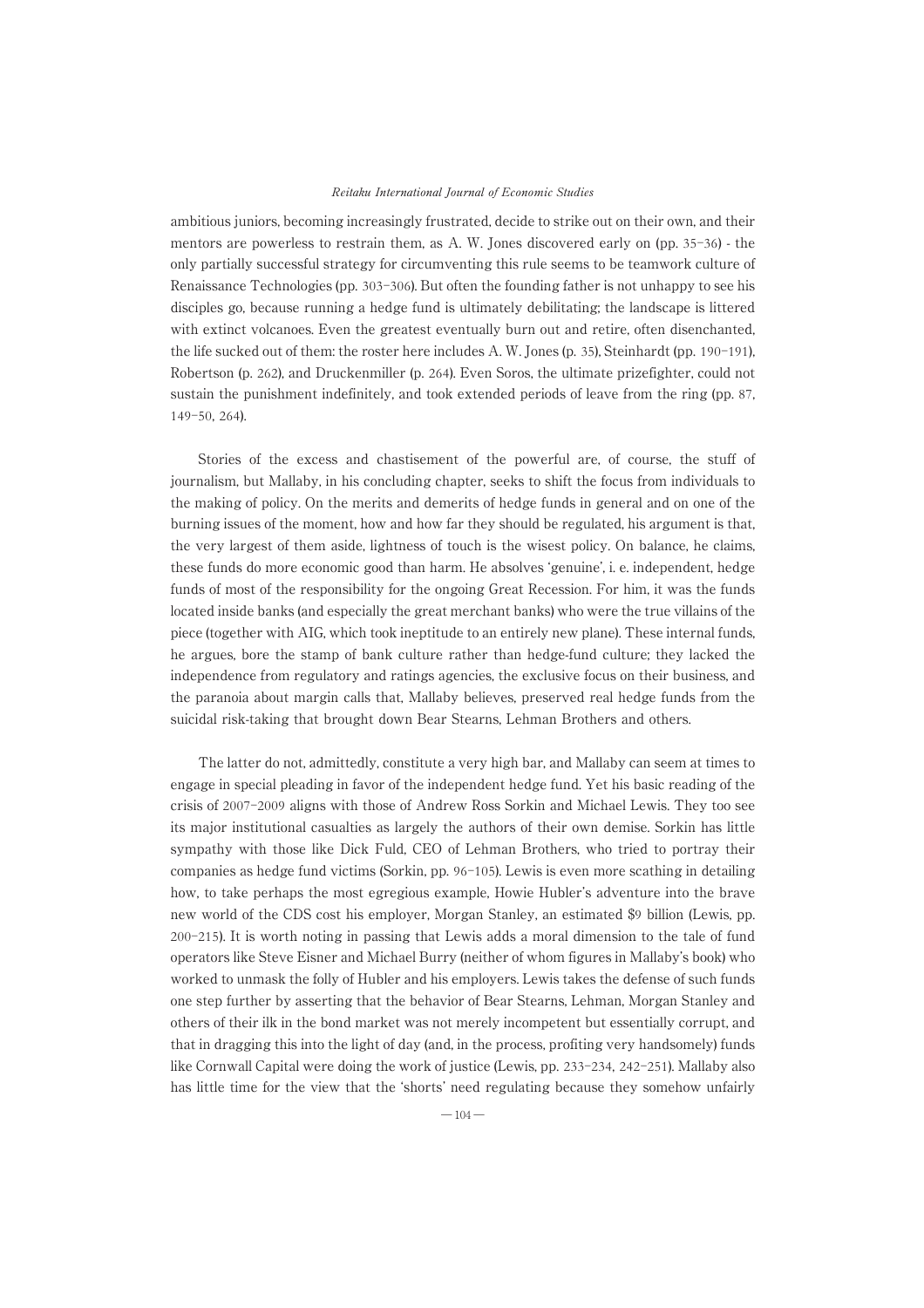ambitious juniors, becoming increasingly frustrated, decide to strike out on their own, and their mentors are powerless to restrain them, as A. W. Jones discovered early on (pp. 35–36) - the only partially successful strategy for circumventing this rule seems to be teamwork culture of Renaissance Technologies (pp. 303–306). But often the founding father is not unhappy to see his disciples go, because running a hedge fund is ultimately debilitating; the landscape is littered with extinct volcanoes. Even the greatest eventually burn out and retire, often disenchanted, the life sucked out of them: the roster here includes A. W. Jones (p. 35), Steinhardt (pp. 190–191), Robertson (p. 262), and Druckenmiller (p. 264). Even Soros, the ultimate prizefighter, could not sustain the punishment indefinitely, and took extended periods of leave from the ring (pp. 87, 149–50, 264).

Stories of the excess and chastisement of the powerful are, of course, the stuff of journalism, but Mallaby, in his concluding chapter, seeks to shift the focus from individuals to the making of policy. On the merits and demerits of hedge funds in general and on one of the burning issues of the moment, how and how far they should be regulated, his argument is that, the very largest of them aside, lightness of touch is the wisest policy. On balance, he claims, these funds do more economic good than harm. He absolves 'genuine', i. e. independent, hedge funds of most of the responsibility for the ongoing Great Recession. For him, it was the funds located inside banks (and especially the great merchant banks) who were the true villains of the piece (together with AIG, which took ineptitude to an entirely new plane). These internal funds, he argues, bore the stamp of bank culture rather than hedge-fund culture; they lacked the independence from regulatory and ratings agencies, the exclusive focus on their business, and the paranoia about margin calls that, Mallaby believes, preserved real hedge funds from the suicidal risk-taking that brought down Bear Stearns, Lehman Brothers and others.

The latter do not, admittedly, constitute a very high bar, and Mallaby can seem at times to engage in special pleading in favor of the independent hedge fund. Yet his basic reading of the crisis of 2007–2009 aligns with those of Andrew Ross Sorkin and Michael Lewis. They too see its major institutional casualties as largely the authors of their own demise. Sorkin has little sympathy with those like Dick Fuld, CEO of Lehman Brothers, who tried to portray their companies as hedge fund victims (Sorkin, pp. 96–105). Lewis is even more scathing in detailing how, to take perhaps the most egregious example, Howie Hubler's adventure into the brave new world of the CDS cost his employer, Morgan Stanley, an estimated $9 billion (Lewis, pp. 200–215). It is worth noting in passing that Lewis adds a moral dimension to the tale of fund operators like Steve Eisner and Michael Burry (neither of whom figures in Mallaby's book) who worked to unmask the folly of Hubler and his employers. Lewis takes the defense of such funds one step further by asserting that the behavior of Bear Stearns, Lehman, Morgan Stanley and others of their ilk in the bond market was not merely incompetent but essentially corrupt, and that in dragging this into the light of day (and, in the process, profiting very handsomely) funds like Cornwall Capital were doing the work of justice (Lewis, pp. 233–234, 242–251). Mallaby also has little time for the view that the 'shorts' need regulating because they somehow unfairly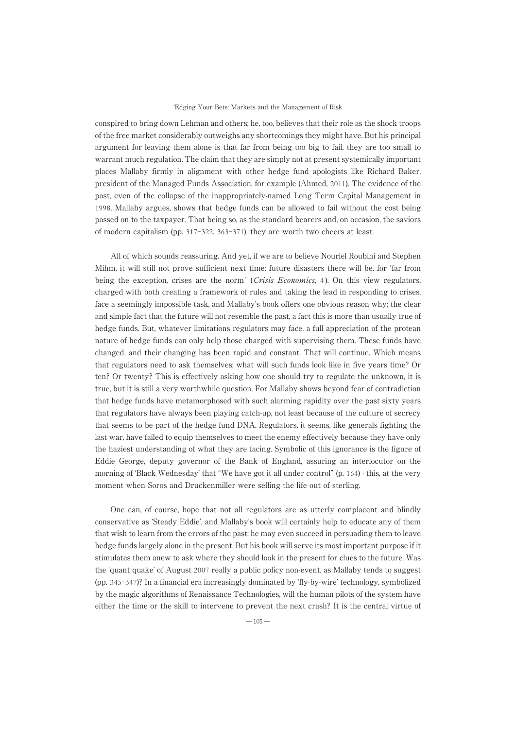conspired to bring down Lehman and others; he, too, believes that their role as the shock troops of the free market considerably outweighs any shortcomings they might have. But his principal argument for leaving them alone is that far from being too big to fail, they are too small to warrant much regulation. The claim that they are simply not at present systemically important places Mallaby firmly in alignment with other hedge fund apologists like Richard Baker, president of the Managed Funds Association, for example (Ahmed, 2011). The evidence of the past, even of the collapse of the inappropriately-named Long Term Capital Management in 1998, Mallaby argues, shows that hedge funds can be allowed to fail without the cost being passed on to the taxpayer. That being so, as the standard bearers and, on occasion, the saviors of modern capitalism (pp. 317-322, 363-371), they are worth two cheers at least.

All of which sounds reassuring. And yet, if we are to believe Nouriel Roubini and Stephen Mihm, it will still not prove sufficient next time; future disasters there will be, for 'far from being the exception, crises are the norm' (*Crisis Economics*, 4). On this view regulators, charged with both creating a framework of rules and taking the lead in responding to crises, face a seemingly impossible task, and Mallaby's book offers one obvious reason why; the clear and simple fact that the future will not resemble the past, a fact this is more than usually true of hedge funds. But, whatever limitations regulators may face, a full appreciation of the protean nature of hedge funds can only help those charged with supervising them. These funds have changed, and their changing has been rapid and constant. That will continue. Which means that regulators need to ask themselves; what will such funds look like in five years time? Or ten? Or twenty? This is effectively asking how one should try to regulate the unknown, it is true, but it is still a very worthwhile question. For Mallaby shows beyond fear of contradiction that hedge funds have metamorphosed with such alarming rapidity over the past sixty years that regulators have always been playing catch-up, not least because of the culture of secrecy that seems to be part of the hedge fund DNA. Regulators, it seems, like generals fighting the last war, have failed to equip themselves to meet the enemy effectively because they have only the haziest understanding of what they are facing. Symbolic of this ignorance is the figure of Eddie George, deputy governor of the Bank of England, assuring an interlocutor on the morning of 'Black Wednesday' that "We have got it all under control" (p. 164) - this, at the very moment when Soros and Druckenmiller were selling the life out of sterling.

One can, of course, hope that not all regulators are as utterly complacent and blindly conservative as 'Steady Eddie', and Mallaby's book will certainly help to educate any of them that wish to learn from the errors of the past; he may even succeed in persuading them to leave hedge funds largely alone in the present. But his book will serve its most important purpose if it stimulates them anew to ask where they should look in the present for clues to the future. Was the 'quant quake' of August 2007 really a public policy non-event, as Mallaby tends to suggest (pp. 345-347)? In a financial era increasingly dominated by 'fly-by-wire' technology, symbolized by the magic algorithms of Renaissance Technologies, will the human pilots of the system have either the time or the skill to intervene to prevent the next crash? It is the central virtue of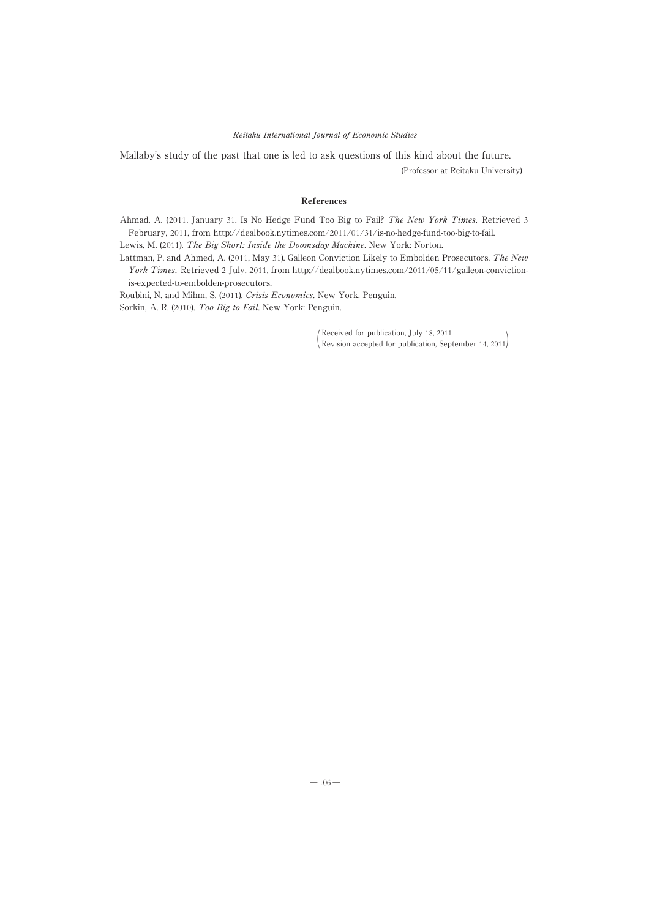Mallaby's study of the past that one is led to ask questions of this kind about the future.

(Professor at Reitaku University)

## References

Ahmad, A. (2011, January 31. Is No Hedge Fund Too Big to Fail? *The New York Times*. Retrieved 3 February, 2011, from http://dealbook.nytimes.com/2011/01/31/is-no-hedge-fund-too-big-to-fail.

Lewis, M. (2011). *The Big Short: Inside the Doomsday Machine*. New York: Norton.

Lattman, P. and Ahmed, A. (2011, May 31). Galleon Conviction Likely to Embolden Prosecutors. *The New York Times*. Retrieved 2 July, 2011, from http://dealbook.nytimes.com/2011/05/11/galleon-conviction-is-expected-to-embolden-prosecutors.

Roubini, N. and Mihm, S. (2011). *Crisis Economics*. New York, Penguin.

Sorkin, A. R. (2010). *Too Big to Fail*. New York: Penguin.

(Received for publication, July 18, 2011
Revision accepted for publication, September 14, 2011)